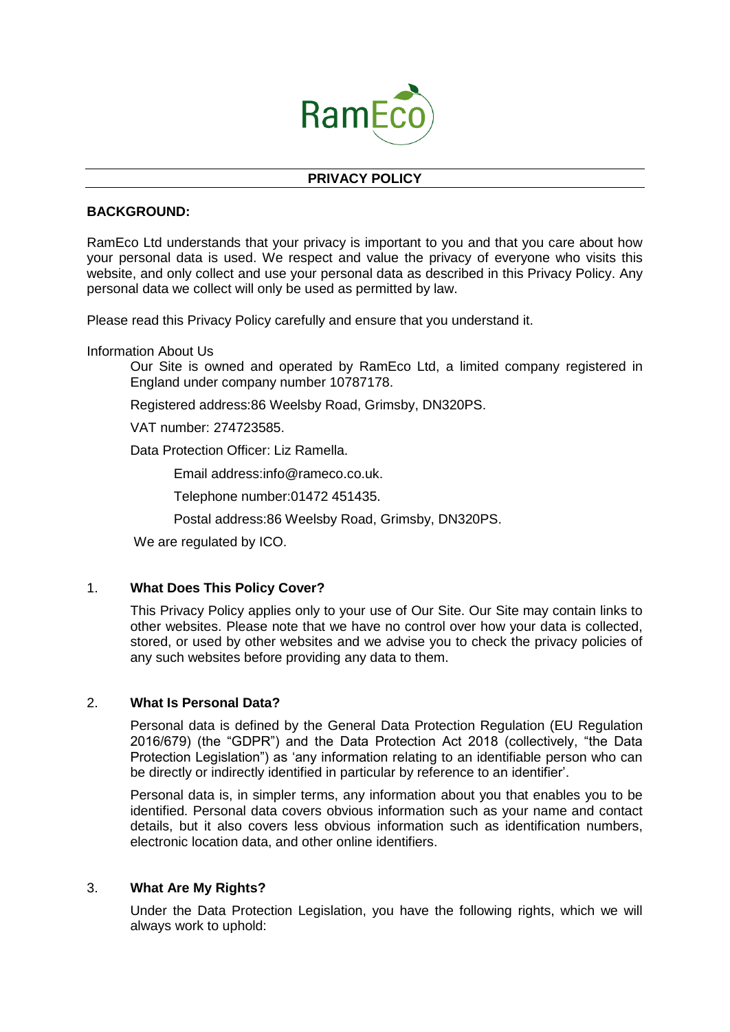RamEco

## PRIVACY POLICY

**BACKGROUND:**

RamEco Ltd understands that your privacy is important to you and that you care about how your personal data is used. We respect and value the privacy of everyone who visits this website, and only collect and use your personal data as described in this Privacy Policy. Any personal data we collect will only be used as permitted by law.

Please read this Privacy Policy carefully and ensure that you understand it.

Information About Us

Our Site is owned and operated by RamEco Ltd, a limited company registered in England under company number 10787178.

Registered address:86 Weelsby Road, Grimsby, DN320PS.

VAT number: 274723585.

Data Protection Officer: Liz Ramella.

Email address:info@rameco.co.uk.

Telephone number:01472 451435.

Postal address:86 Weelsby Road, Grimsby, DN320PS.

We are regulated by ICO.

1. **What Does This Policy Cover?**

   This Privacy Policy applies only to your use of Our Site. Our Site may contain links to other websites. Please note that we have no control over how your data is collected, stored, or used by other websites and we advise you to check the privacy policies of any such websites before providing any data to them.

2. **What Is Personal Data?**

   Personal data is defined by the General Data Protection Regulation (EU Regulation 2016/679) (the "GDPR") and the Data Protection Act 2018 (collectively, "the Data Protection Legislation") as 'any information relating to an identifiable person who can be directly or indirectly identified in particular by reference to an identifier'.

   Personal data is, in simpler terms, any information about you that enables you to be identified. Personal data covers obvious information such as your name and contact details, but it also covers less obvious information such as identification numbers, electronic location data, and other online identifiers.

3. **What Are My Rights?**

   Under the Data Protection Legislation, you have the following rights, which we will always work to uphold: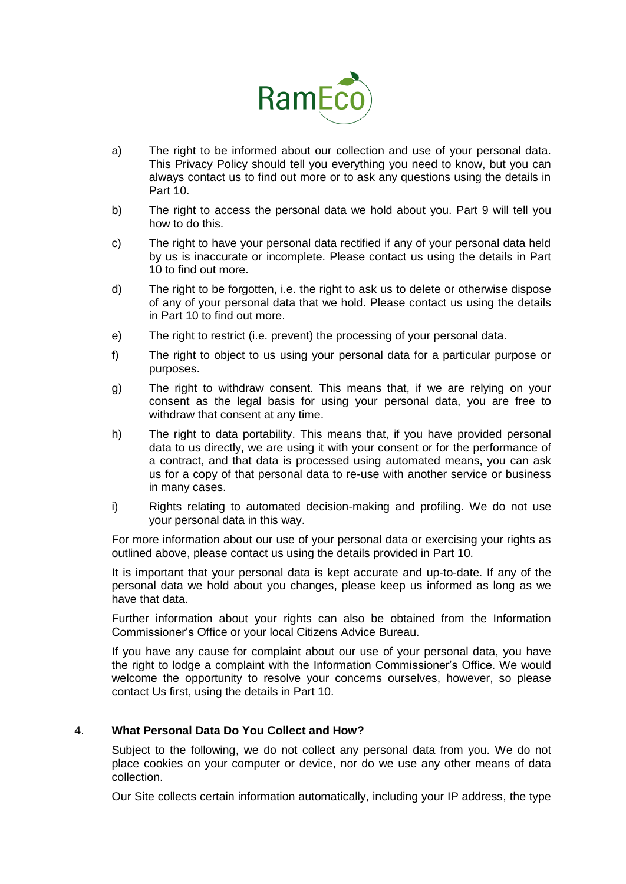a) The right to be informed about our collection and use of your personal data. This Privacy Policy should tell you everything you need to know, but you can always contact us to find out more or to ask any questions using the details in Part 10.

b) The right to access the personal data we hold about you. Part 9 will tell you how to do this.

c) The right to have your personal data rectified if any of your personal data held by us is inaccurate or incomplete. Please contact us using the details in Part 10 to find out more.

d) The right to be forgotten, i.e. the right to ask us to delete or otherwise dispose of any of your personal data that we hold. Please contact us using the details in Part 10 to find out more.

e) The right to restrict (i.e. prevent) the processing of your personal data.

f) The right to object to us using your personal data for a particular purpose or purposes.

g) The right to withdraw consent. This means that, if we are relying on your consent as the legal basis for using your personal data, you are free to withdraw that consent at any time.

h) The right to data portability. This means that, if you have provided personal data to us directly, we are using it with your consent or for the performance of a contract, and that data is processed using automated means, you can ask us for a copy of that personal data to re-use with another service or business in many cases.

i) Rights relating to automated decision-making and profiling. We do not use your personal data in this way.

For more information about our use of your personal data or exercising your rights as outlined above, please contact us using the details provided in Part 10.

It is important that your personal data is kept accurate and up-to-date. If any of the personal data we hold about you changes, please keep us informed as long as we have that data.

Further information about your rights can also be obtained from the Information Commissioner's Office or your local Citizens Advice Bureau.

If you have any cause for complaint about our use of your personal data, you have the right to lodge a complaint with the Information Commissioner's Office. We would welcome the opportunity to resolve your concerns ourselves, however, so please contact Us first, using the details in Part 10.

## 4. What Personal Data Do You Collect and How?

Subject to the following, we do not collect any personal data from you. We do not place cookies on your computer or device, nor do we use any other means of data collection.

Our Site collects certain information automatically, including your IP address, the type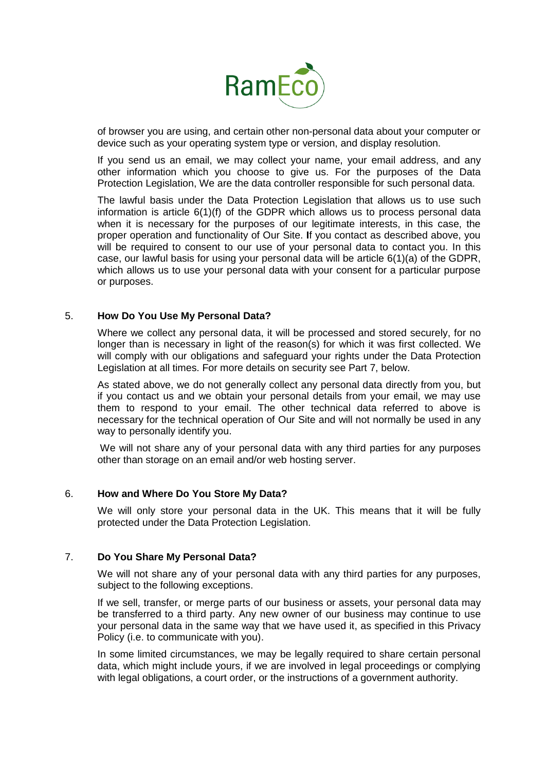of browser you are using, and certain other non-personal data about your computer or device such as your operating system type or version, and display resolution.

If you send us an email, we may collect your name, your email address, and any other information which you choose to give us. For the purposes of the Data Protection Legislation, We are the data controller responsible for such personal data.

The lawful basis under the Data Protection Legislation that allows us to use such information is article 6(1)(f) of the GDPR which allows us to process personal data when it is necessary for the purposes of our legitimate interests, in this case, the proper operation and functionality of Our Site. If you contact as described above, you will be required to consent to our use of your personal data to contact you. In this case, our lawful basis for using your personal data will be article 6(1)(a) of the GDPR, which allows us to use your personal data with your consent for a particular purpose or purposes.

## 5. **How Do You Use My Personal Data?**

Where we collect any personal data, it will be processed and stored securely, for no longer than is necessary in light of the reason(s) for which it was first collected. We will comply with our obligations and safeguard your rights under the Data Protection Legislation at all times. For more details on security see Part 7, below.

As stated above, we do not generally collect any personal data directly from you, but if you contact us and we obtain your personal details from your email, we may use them to respond to your email. The other technical data referred to above is necessary for the technical operation of Our Site and will not normally be used in any way to personally identify you.

We will not share any of your personal data with any third parties for any purposes other than storage on an email and/or web hosting server.

## 6. **How and Where Do You Store My Data?**

We will only store your personal data in the UK. This means that it will be fully protected under the Data Protection Legislation.

## 7. **Do You Share My Personal Data?**

We will not share any of your personal data with any third parties for any purposes, subject to the following exceptions.

If we sell, transfer, or merge parts of our business or assets, your personal data may be transferred to a third party. Any new owner of our business may continue to use your personal data in the same way that we have used it, as specified in this Privacy Policy (i.e. to communicate with you).

In some limited circumstances, we may be legally required to share certain personal data, which might include yours, if we are involved in legal proceedings or complying with legal obligations, a court order, or the instructions of a government authority.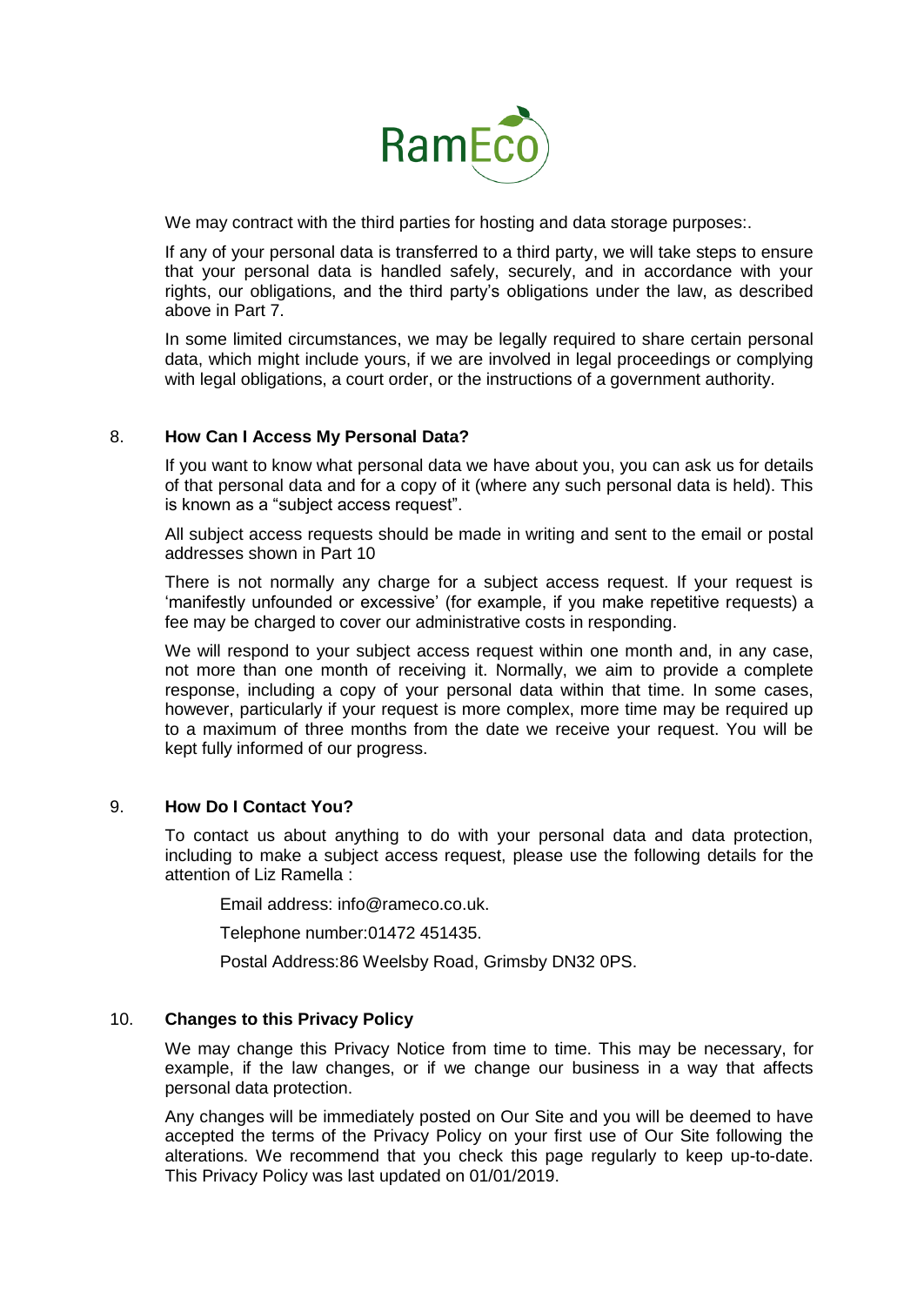We may contract with the third parties for hosting and data storage purposes:.

If any of your personal data is transferred to a third party, we will take steps to ensure that your personal data is handled safely, securely, and in accordance with your rights, our obligations, and the third party's obligations under the law, as described above in Part 7.

In some limited circumstances, we may be legally required to share certain personal data, which might include yours, if we are involved in legal proceedings or complying with legal obligations, a court order, or the instructions of a government authority.

## 8. How Can I Access My Personal Data?

If you want to know what personal data we have about you, you can ask us for details of that personal data and for a copy of it (where any such personal data is held). This is known as a "subject access request".

All subject access requests should be made in writing and sent to the email or postal addresses shown in Part 10

There is not normally any charge for a subject access request. If your request is 'manifestly unfounded or excessive' (for example, if you make repetitive requests) a fee may be charged to cover our administrative costs in responding.

We will respond to your subject access request within one month and, in any case, not more than one month of receiving it. Normally, we aim to provide a complete response, including a copy of your personal data within that time. In some cases, however, particularly if your request is more complex, more time may be required up to a maximum of three months from the date we receive your request. You will be kept fully informed of our progress.

## 9. How Do I Contact You?

To contact us about anything to do with your personal data and data protection, including to make a subject access request, please use the following details for the attention of Liz Ramella :

Email address: info@rameco.co.uk.

Telephone number:01472 451435.

Postal Address:86 Weelsby Road, Grimsby DN32 0PS.

## 10. Changes to this Privacy Policy

We may change this Privacy Notice from time to time. This may be necessary, for example, if the law changes, or if we change our business in a way that affects personal data protection.

Any changes will be immediately posted on Our Site and you will be deemed to have accepted the terms of the Privacy Policy on your first use of Our Site following the alterations. We recommend that you check this page regularly to keep up-to-date. This Privacy Policy was last updated on 01/01/2019.